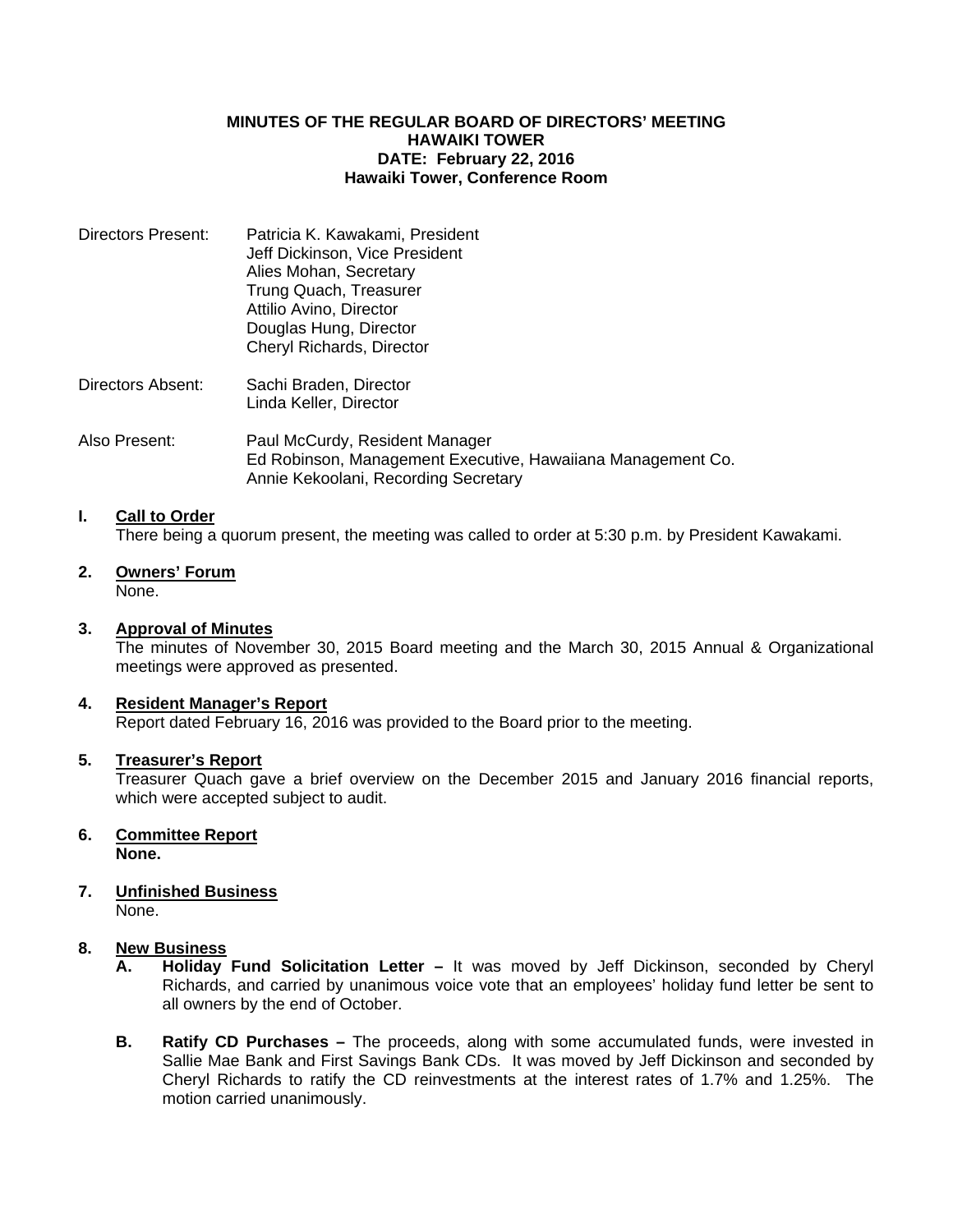**MINUTES OF THE REGULAR BOARD OF DIRECTORS' MEETING**
**HAWAIKI TOWER**
**DATE: February 22, 2016**
**Hawaiki Tower, Conference Room**

Directors Present: Patricia K. Kawakami, President
Jeff Dickinson, Vice President
Alies Mohan, Secretary
Trung Quach, Treasurer
Attilio Avino, Director
Douglas Hung, Director
Cheryl Richards, Director

Directors Absent: Sachi Braden, Director
Linda Keller, Director

Also Present: Paul McCurdy, Resident Manager
Ed Robinson, Management Executive, Hawaiiana Management Co.
Annie Kekoolani, Recording Secretary

**I. <u>Call to Order</u>**
There being a quorum present, the meeting was called to order at 5:30 p.m. by President Kawakami.

**2. <u>Owners' Forum</u>**
None.

**3. <u>Approval of Minutes</u>**
The minutes of November 30, 2015 Board meeting and the March 30, 2015 Annual & Organizational meetings were approved as presented.

**4. <u>Resident Manager's Report</u>**
Report dated February 16, 2016 was provided to the Board prior to the meeting.

**5. <u>Treasurer's Report</u>**
Treasurer Quach gave a brief overview on the December 2015 and January 2016 financial reports, which were accepted subject to audit.

**6. <u>Committee Report</u>**
**None.**

**7. <u>Unfinished Business</u>**
None.

**8. <u>New Business</u>**

**A. Holiday Fund Solicitation Letter –** It was moved by Jeff Dickinson, seconded by Cheryl Richards, and carried by unanimous voice vote that an employees' holiday fund letter be sent to all owners by the end of October.

**B. Ratify CD Purchases –** The proceeds, along with some accumulated funds, were invested in Sallie Mae Bank and First Savings Bank CDs. It was moved by Jeff Dickinson and seconded by Cheryl Richards to ratify the CD reinvestments at the interest rates of 1.7% and 1.25%. The motion carried unanimously.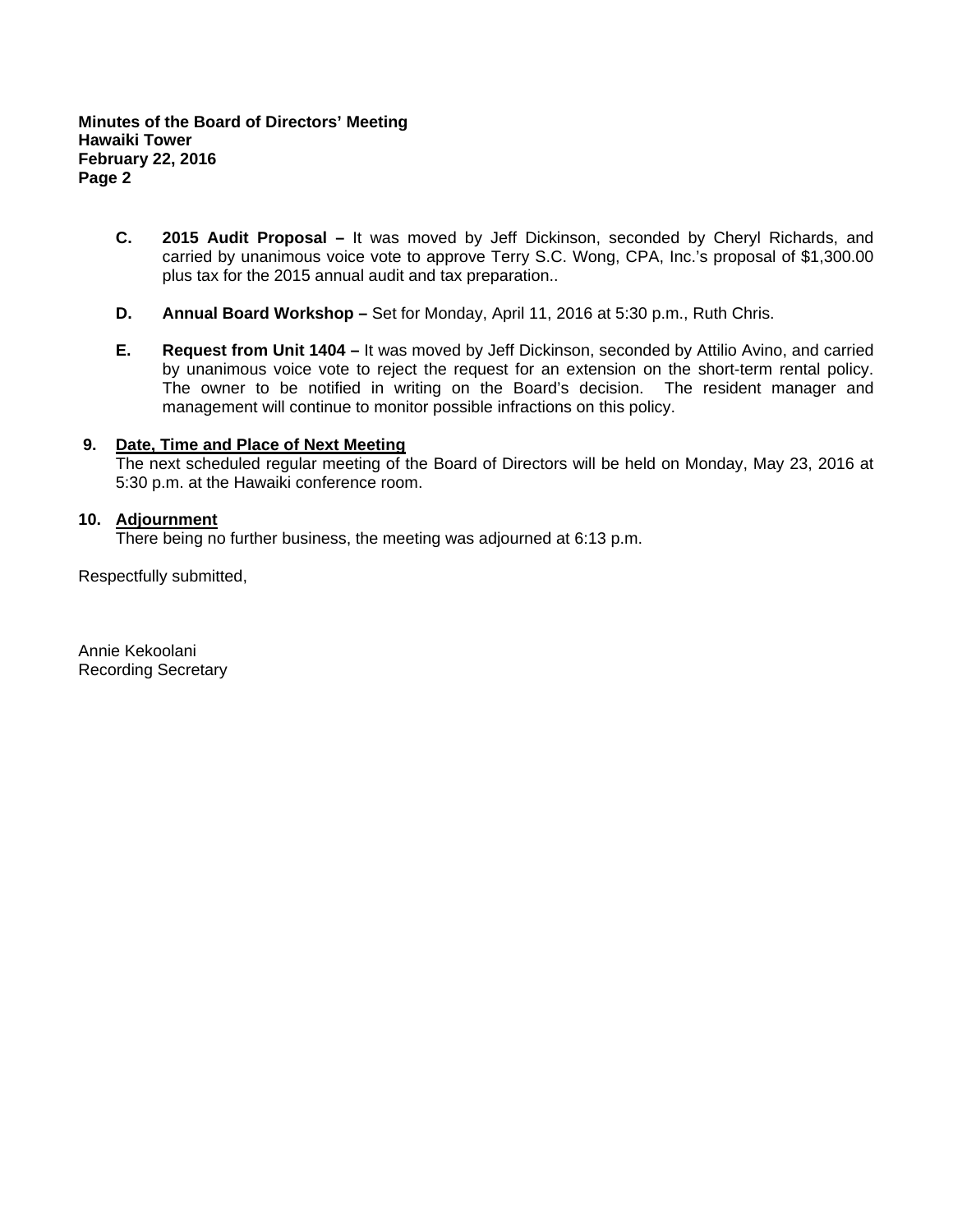**C.** **2015 Audit Proposal –** It was moved by Jeff Dickinson, seconded by Cheryl Richards, and carried by unanimous voice vote to approve Terry S.C. Wong, CPA, Inc.'s proposal of $1,300.00 plus tax for the 2015 annual audit and tax preparation..

**D.** **Annual Board Workshop –** Set for Monday, April 11, 2016 at 5:30 p.m., Ruth Chris.

**E.** **Request from Unit 1404 –** It was moved by Jeff Dickinson, seconded by Attilio Avino, and carried by unanimous voice vote to reject the request for an extension on the short-term rental policy. The owner to be notified in writing on the Board's decision. The resident manager and management will continue to monitor possible infractions on this policy.

**9. Date, Time and Place of Next Meeting**

The next scheduled regular meeting of the Board of Directors will be held on Monday, May 23, 2016 at 5:30 p.m. at the Hawaiki conference room.

**10. Adjournment**

There being no further business, the meeting was adjourned at 6:13 p.m.

Respectfully submitted,

Annie Kekoolani
Recording Secretary